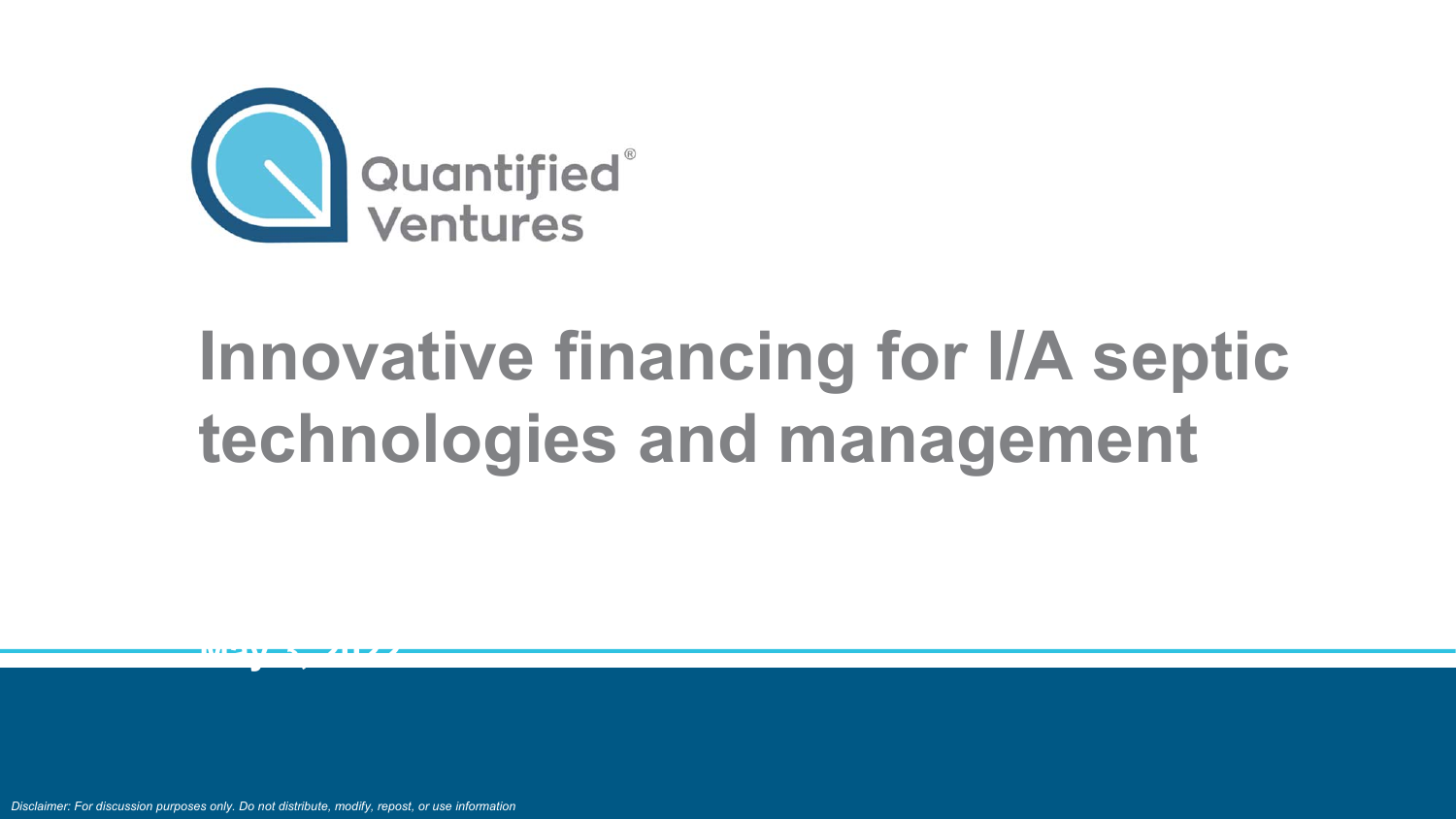Quantified® Ventures

# Innovative financing for I/A septic technologies and management

*Disclaimer: For discussion purposes only. Do not distribute, modify, repost, or use information*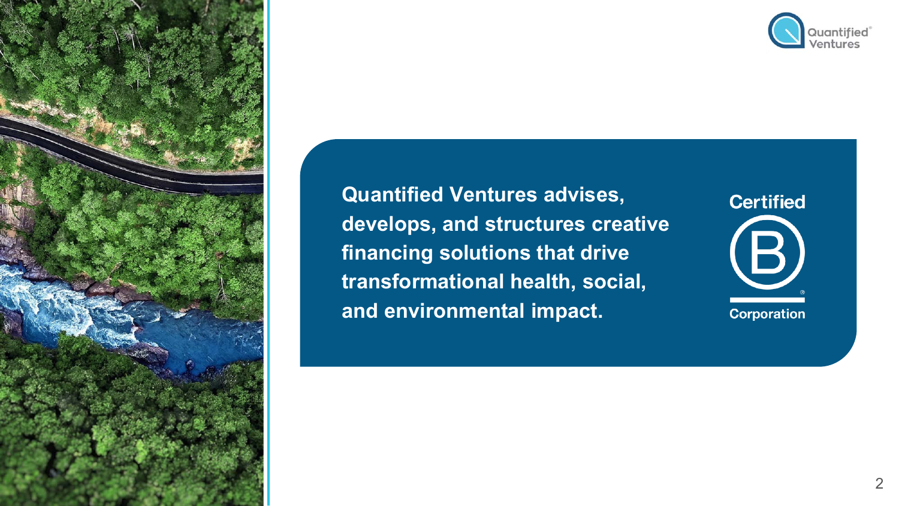**Quantified Ventures advises, develops, and structures creative financing solutions that drive transformational health, social, and environmental impact.**

Certified B Corporation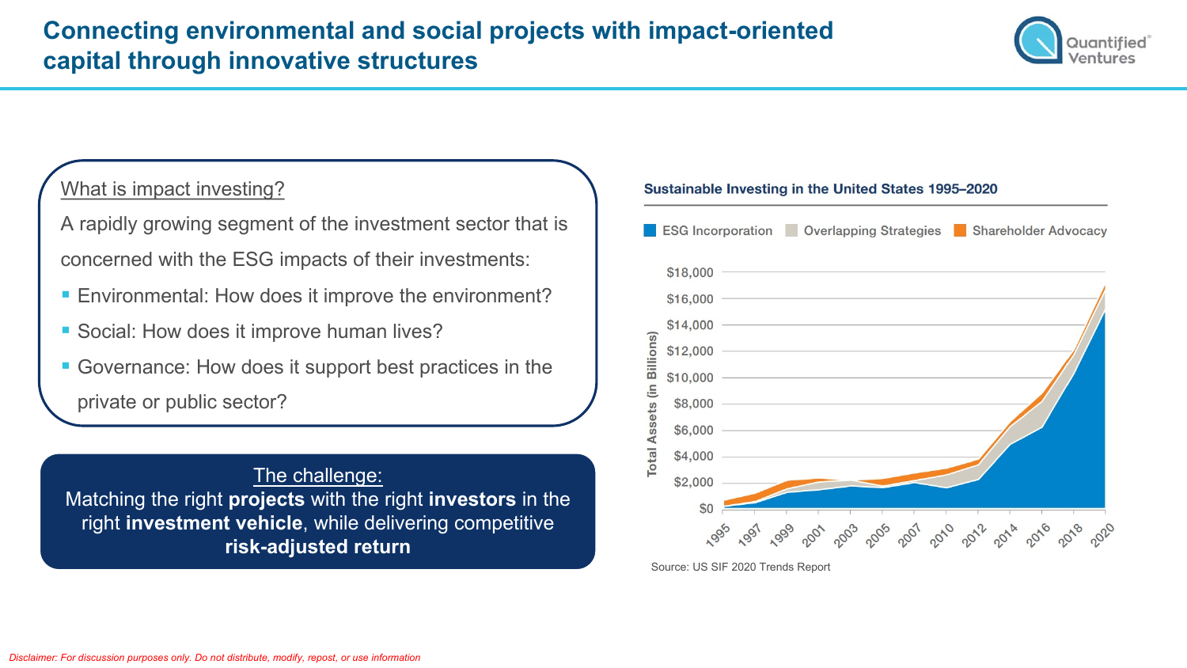# Connecting environmental and social projects with impact-oriented capital through innovative structures

What is impact investing?

A rapidly growing segment of the investment sector that is concerned with the ESG impacts of their investments:

- Environmental: How does it improve the environment?
- Social: How does it improve human lives?
- Governance: How does it support best practices in the private or public sector?

The challenge:

Matching the right **projects** with the right **investors** in the right **investment vehicle**, while delivering competitive **risk-adjusted return**

**Sustainable Investing in the United States 1995–2020**

ESG Incorporation | Overlapping Strategies | Shareholder Advocacy

Total Assets (in Billions): $0, $2,000, $4,000, $6,000, $8,000, $10,000, $12,000, $14,000, $16,000, $18,000

1995, 1997, 1999, 2001, 2003, 2005, 2007, 2010, 2012, 2014, 2016, 2018, 2020

Source: US SIF 2020 Trends Report

*Disclaimer: For discussion purposes only. Do not distribute, modify, repost, or use information*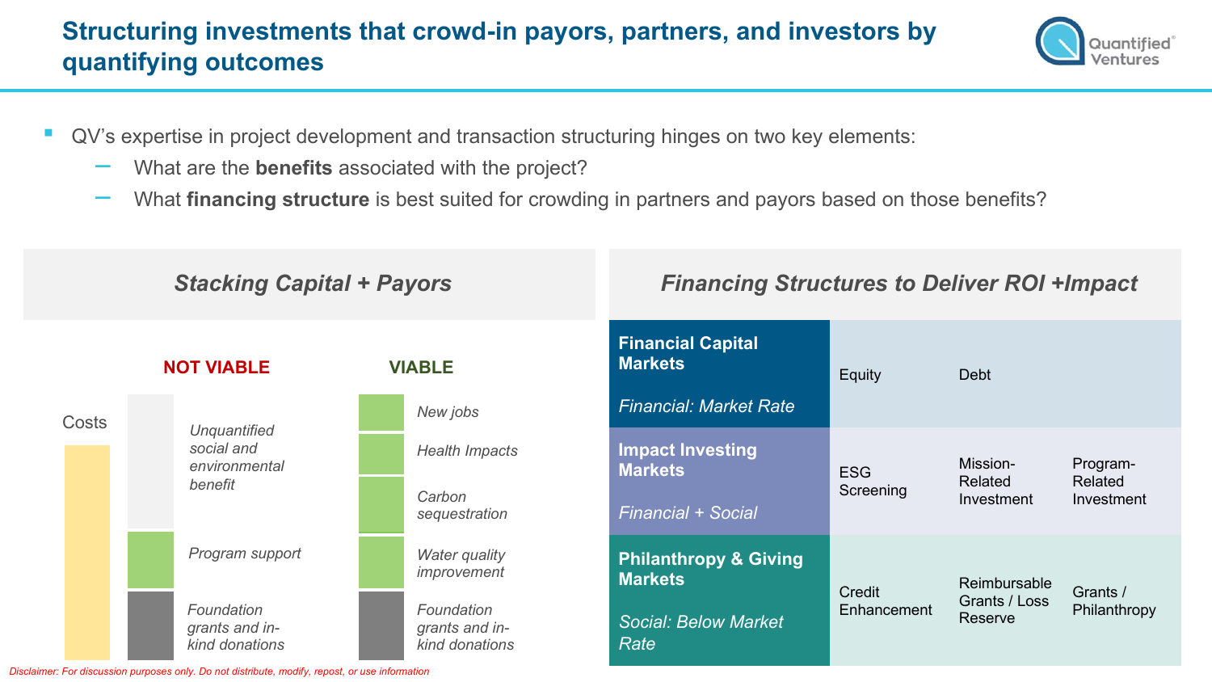# Structuring investments that crowd-in payors, partners, and investors by quantifying outcomes

- QV's expertise in project development and transaction structuring hinges on two key elements:
  - What are the **benefits** associated with the project?
  - What **financing structure** is best suited for crowding in partners and payors based on those benefits?

## *Stacking Capital + Payors*

Costs

**NOT VIABLE**

- *Unquantified social and environmental benefit*
- *Program support*
- *Foundation grants and in-kind donations*

**VIABLE**

- *New jobs*
- *Health Impacts*
- *Carbon sequestration*
- *Water quality improvement*
- *Foundation grants and in-kind donations*

## *Financing Structures to Deliver ROI +Impact*

| Market | | | |
|---|---|---|---|
| **Financial Capital Markets**<br>*Financial: Market Rate* | Equity | Debt | |
| **Impact Investing Markets**<br>*Financial + Social* | ESG Screening | Mission-Related Investment | Program-Related Investment |
| **Philanthropy & Giving Markets**<br>*Social: Below Market Rate* | Credit Enhancement | Reimbursable Grants / Loss Reserve | Grants / Philanthropy |

*Disclaimer: For discussion purposes only. Do not distribute, modify, repost, or use information*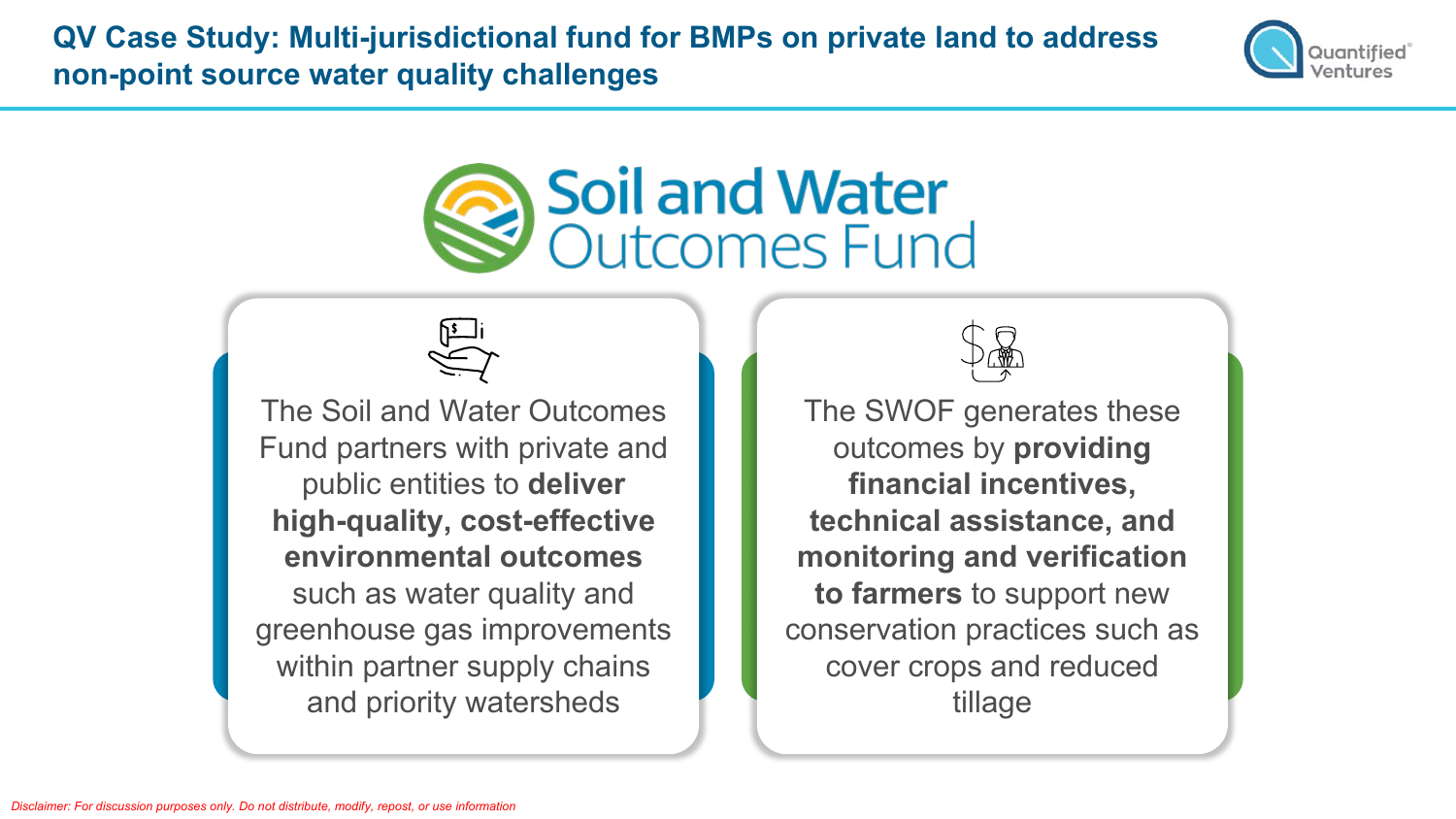# QV Case Study: Multi-jurisdictional fund for BMPs on private land to address non-point source water quality challenges

## Soil and Water Outcomes Fund

The Soil and Water Outcomes Fund partners with private and public entities to **deliver high-quality, cost-effective environmental outcomes** such as water quality and greenhouse gas improvements within partner supply chains and priority watersheds

The SWOF generates these outcomes by **providing financial incentives, technical assistance, and monitoring and verification to farmers** to support new conservation practices such as cover crops and reduced tillage

*Disclaimer: For discussion purposes only. Do not distribute, modify, repost, or use information*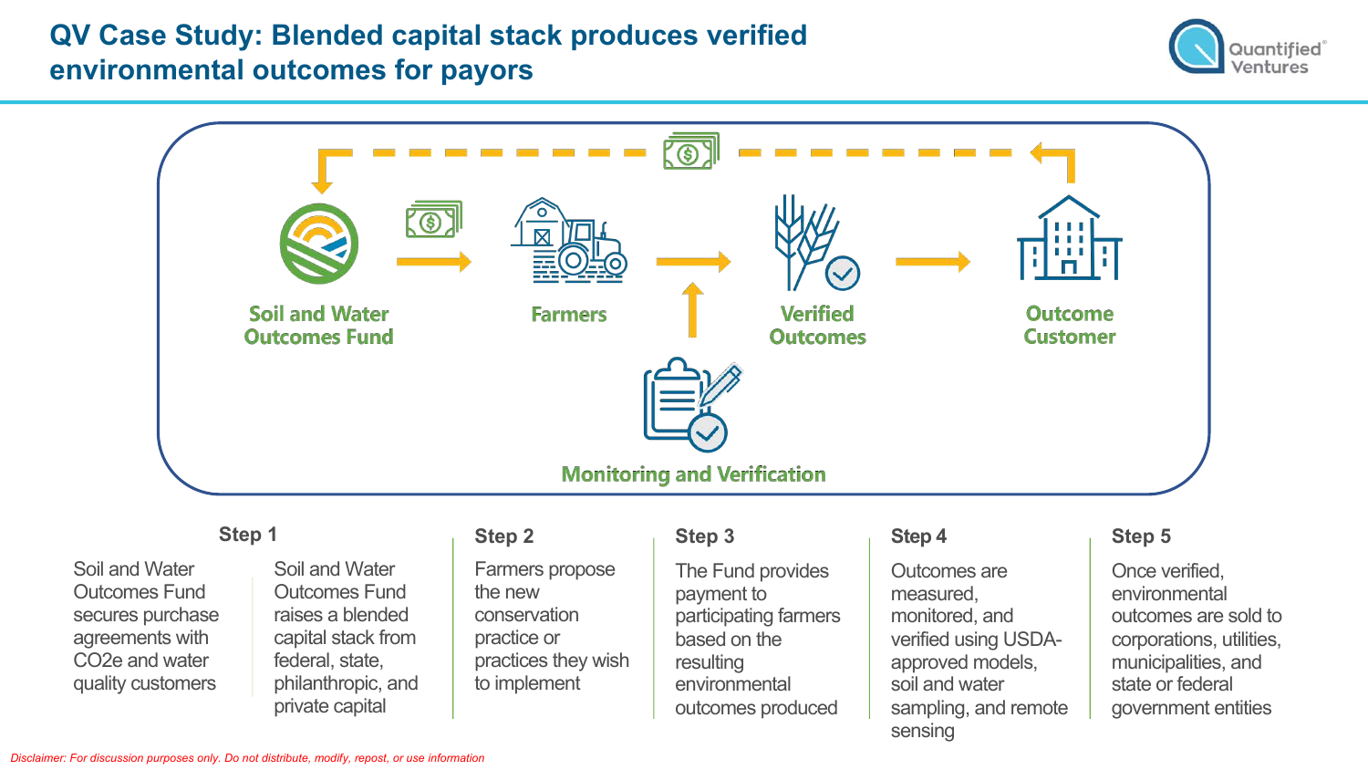# QV Case Study: Blended capital stack produces verified environmental outcomes for payors

Soil and Water Outcomes Fund → Farmers → Verified Outcomes → Outcome Customer

Monitoring and Verification

### Step 1

Soil and Water Outcomes Fund secures purchase agreements with $CO_2e$ and water quality customers

Soil and Water Outcomes Fund raises a blended capital stack from federal, state, philanthropic, and private capital

### Step 2

Farmers propose the new conservation practice or practices they wish to implement

### Step 3

The Fund provides payment to participating farmers based on the resulting environmental outcomes produced

### Step 4

Outcomes are measured, monitored, and verified using USDA-approved models, soil and water sampling, and remote sensing

### Step 5

Once verified, environmental outcomes are sold to corporations, utilities, municipalities, and state or federal government entities

*Disclaimer: For discussion purposes only. Do not distribute, modify, repost, or use information*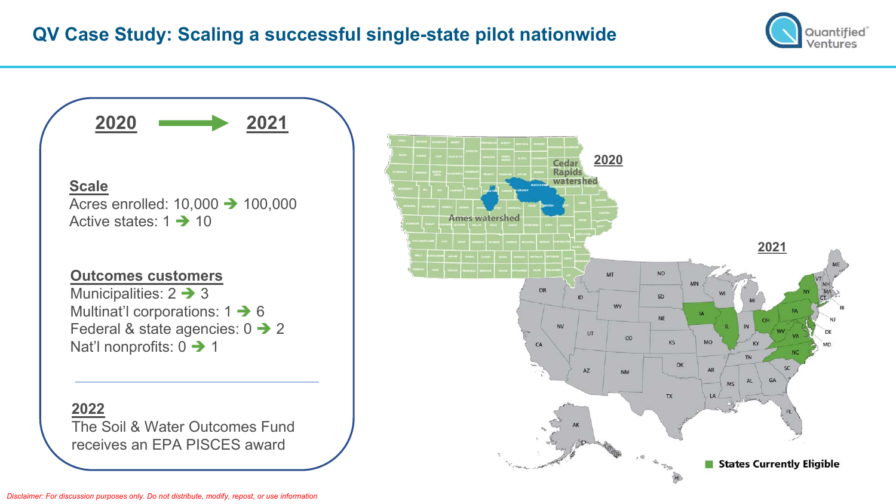# QV Case Study: Scaling a successful single-state pilot nationwide

**2020** ➔ **2021**

**Scale**

Acres enrolled: 10,000 ➔ 100,000

Active states: 1 ➔ 10

**Outcomes customers**

Municipalities: 2 ➔ 3

Multinat'l corporations: 1 ➔ 6

Federal & state agencies: 0 ➔ 2

Nat'l nonprofits: 0 ➔ 1

**2022**

The Soil & Water Outcomes Fund receives an EPA PISCES award

**2020**

Cedar Rapids watershed

Ames watershed

**2021**

States Currently Eligible

*Disclaimer: For discussion purposes only. Do not distribute, modify, repost, or use information*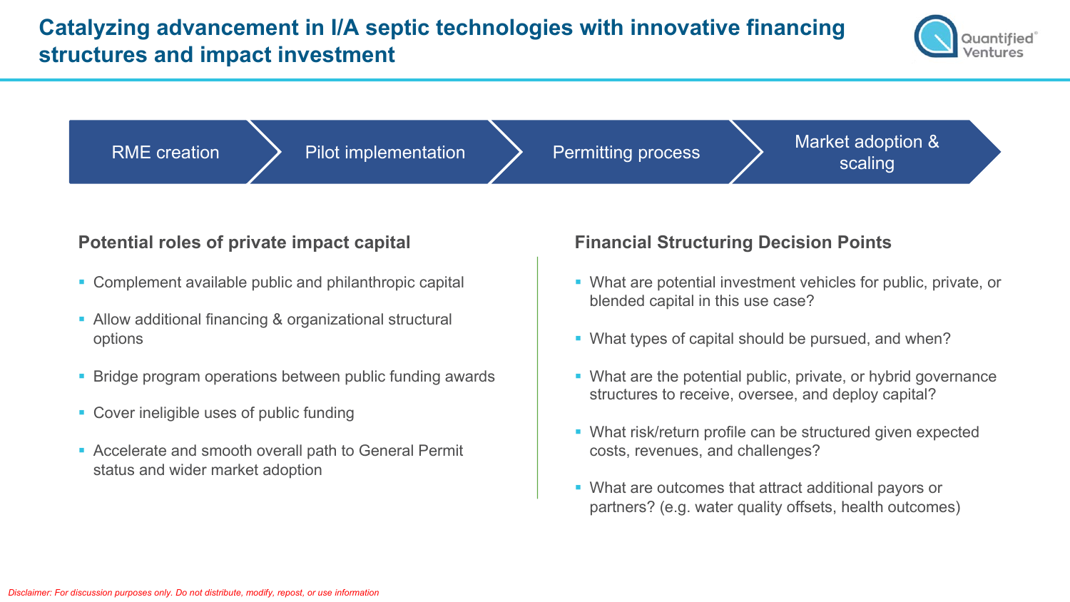# Catalyzing advancement in I/A septic technologies with innovative financing structures and impact investment

RME creation → Pilot implementation → Permitting process → Market adoption & scaling

## Potential roles of private impact capital

- Complement available public and philanthropic capital
- Allow additional financing & organizational structural options
- Bridge program operations between public funding awards
- Cover ineligible uses of public funding
- Accelerate and smooth overall path to General Permit status and wider market adoption

## Financial Structuring Decision Points

- What are potential investment vehicles for public, private, or blended capital in this use case?
- What types of capital should be pursued, and when?
- What are the potential public, private, or hybrid governance structures to receive, oversee, and deploy capital?
- What risk/return profile can be structured given expected costs, revenues, and challenges?
- What are outcomes that attract additional payors or partners? (e.g. water quality offsets, health outcomes)

*Disclaimer: For discussion purposes only. Do not distribute, modify, repost, or use information*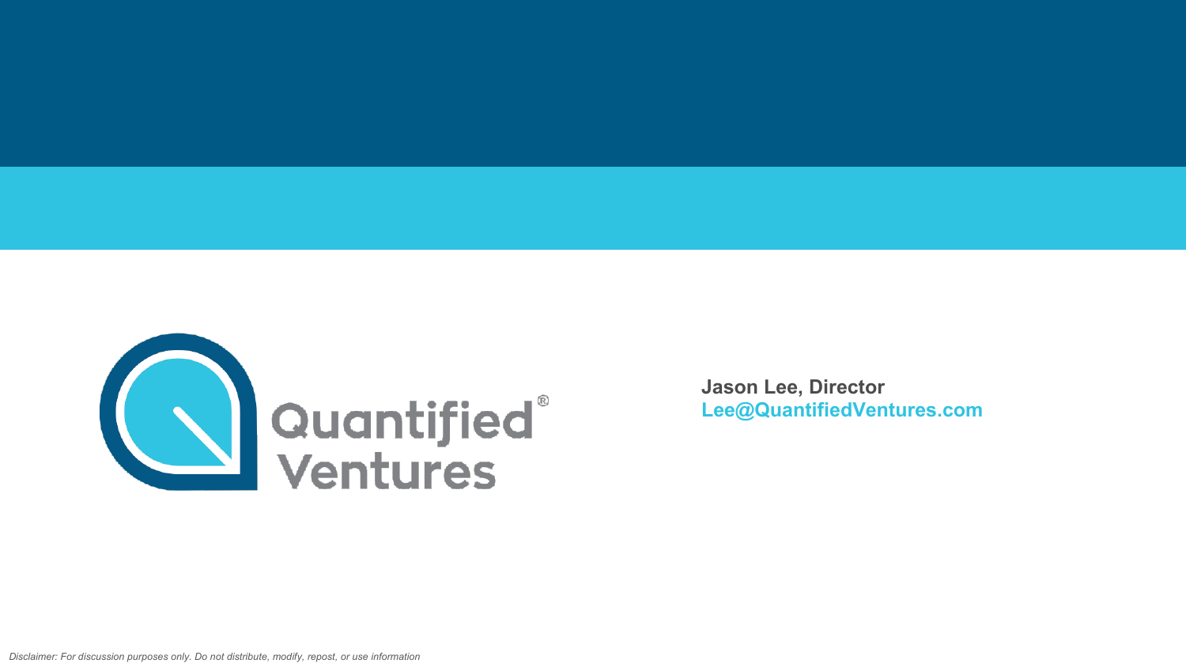Quantified® Ventures

**Jason Lee, Director**
**Lee@QuantifiedVentures.com**

*Disclaimer: For discussion purposes only. Do not distribute, modify, repost, or use information*